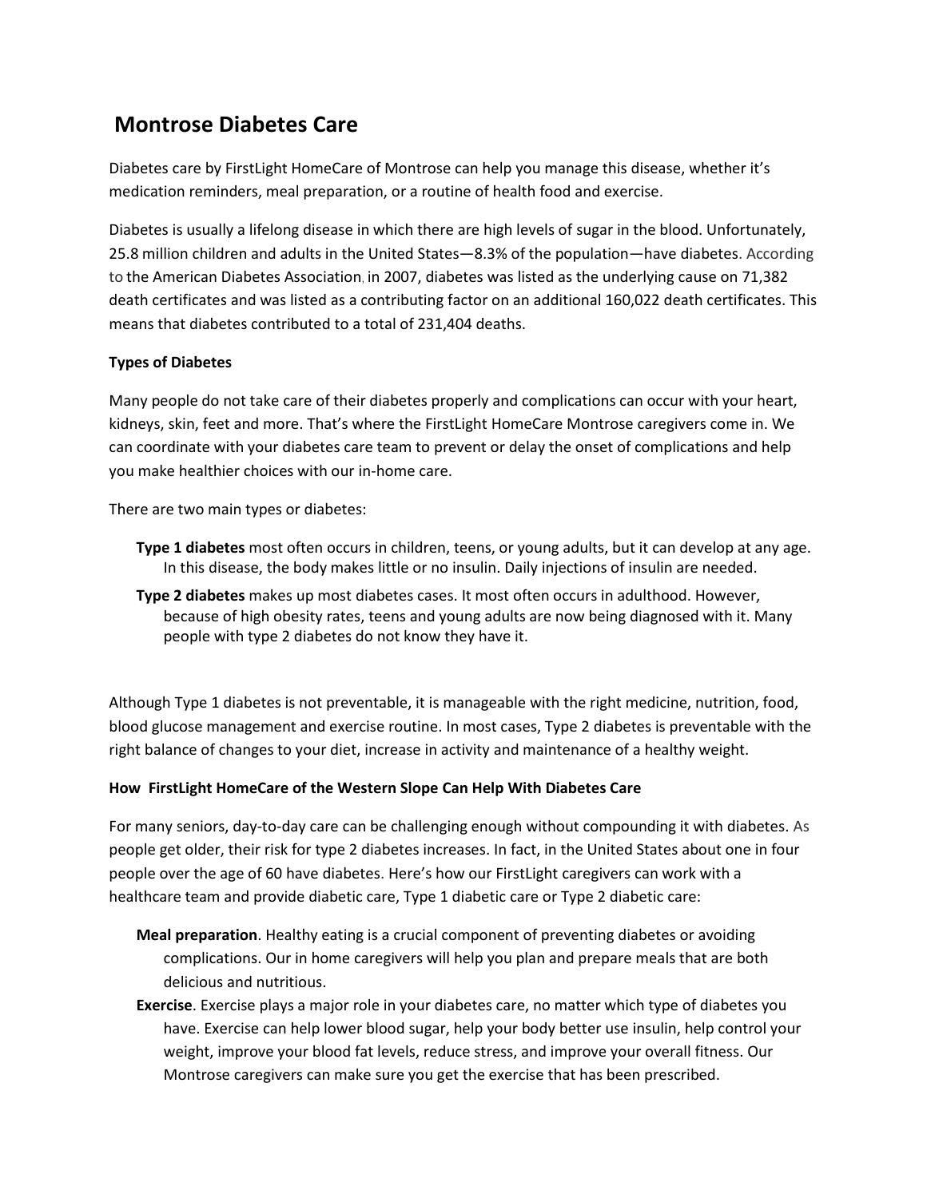# Montrose Diabetes Care

Diabetes care by FirstLight HomeCare of Montrose can help you manage this disease, whether it's medication reminders, meal preparation, or a routine of health food and exercise.

Diabetes is usually a lifelong disease in which there are high levels of sugar in the blood. Unfortunately, 25.8 million children and adults in the United States—8.3% of the population—have diabetes. According to the American Diabetes Association, in 2007, diabetes was listed as the underlying cause on 71,382 death certificates and was listed as a contributing factor on an additional 160,022 death certificates. This means that diabetes contributed to a total of 231,404 deaths.

### Types of Diabetes

Many people do not take care of their diabetes properly and complications can occur with your heart, kidneys, skin, feet and more. That's where the FirstLight HomeCare Montrose caregivers come in. We can coordinate with your diabetes care team to prevent or delay the onset of complications and help you make healthier choices with our in-home care.

There are two main types or diabetes:

- **Type 1 diabetes** most often occurs in children, teens, or young adults, but it can develop at any age. In this disease, the body makes little or no insulin. Daily injections of insulin are needed.
- **Type 2 diabetes** makes up most diabetes cases. It most often occurs in adulthood. However, because of high obesity rates, teens and young adults are now being diagnosed with it. Many people with type 2 diabetes do not know they have it.

Although Type 1 diabetes is not preventable, it is manageable with the right medicine, nutrition, food, blood glucose management and exercise routine. In most cases, Type 2 diabetes is preventable with the right balance of changes to your diet, increase in activity and maintenance of a healthy weight.

### How FirstLight HomeCare of the Western Slope Can Help With Diabetes Care

For many seniors, day-to-day care can be challenging enough without compounding it with diabetes. As people get older, their risk for type 2 diabetes increases. In fact, in the United States about one in four people over the age of 60 have diabetes. Here's how our FirstLight caregivers can work with a healthcare team and provide diabetic care, Type 1 diabetic care or Type 2 diabetic care:

- **Meal preparation**. Healthy eating is a crucial component of preventing diabetes or avoiding complications. Our in home caregivers will help you plan and prepare meals that are both delicious and nutritious.
- **Exercise**. Exercise plays a major role in your diabetes care, no matter which type of diabetes you have. Exercise can help lower blood sugar, help your body better use insulin, help control your weight, improve your blood fat levels, reduce stress, and improve your overall fitness. Our Montrose caregivers can make sure you get the exercise that has been prescribed.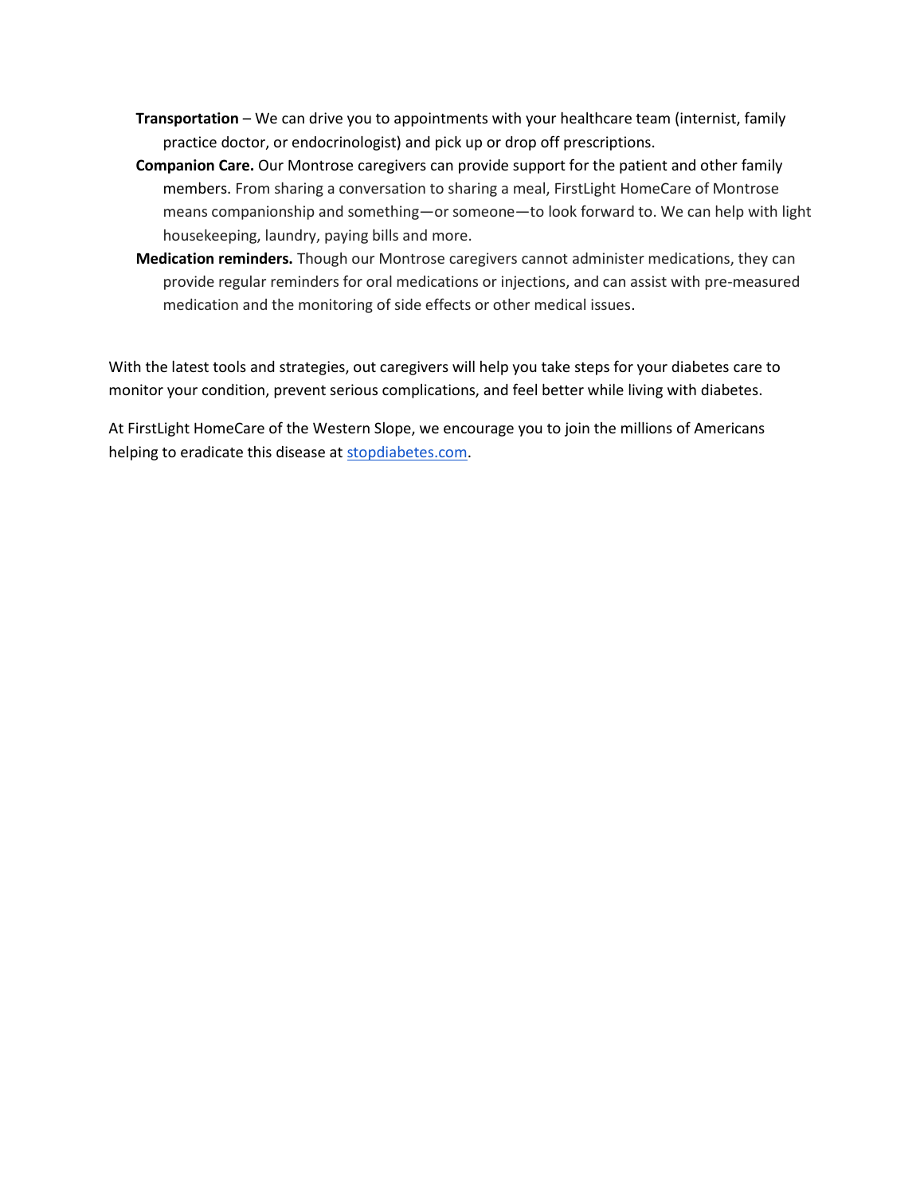- **Transportation** – We can drive you to appointments with your healthcare team (internist, family practice doctor, or endocrinologist) and pick up or drop off prescriptions.
- **Companion Care.** Our Montrose caregivers can provide support for the patient and other family members. From sharing a conversation to sharing a meal, FirstLight HomeCare of Montrose means companionship and something—or someone—to look forward to. We can help with light housekeeping, laundry, paying bills and more.
- **Medication reminders.** Though our Montrose caregivers cannot administer medications, they can provide regular reminders for oral medications or injections, and can assist with pre-measured medication and the monitoring of side effects or other medical issues.

With the latest tools and strategies, out caregivers will help you take steps for your diabetes care to monitor your condition, prevent serious complications, and feel better while living with diabetes.

At FirstLight HomeCare of the Western Slope, we encourage you to join the millions of Americans helping to eradicate this disease at stopdiabetes.com.